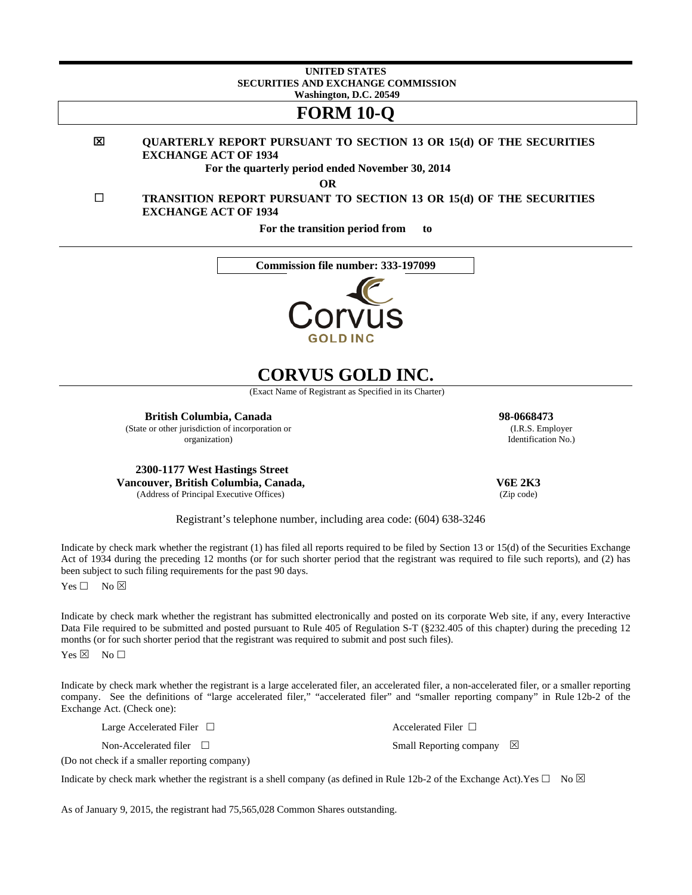**UNITED STATES**
**SECURITIES AND EXCHANGE COMMISSION**
**Washington, D.C. 20549**

# FORM 10-Q

☒ **QUARTERLY REPORT PURSUANT TO SECTION 13 OR 15(d) OF THE SECURITIES EXCHANGE ACT OF 1934**

**For the quarterly period ended November 30, 2014**

**OR**

☐ **TRANSITION REPORT PURSUANT TO SECTION 13 OR 15(d) OF THE SECURITIES EXCHANGE ACT OF 1934**

**For the transition period from to**

**Commission file number: 333-197099**

# CORVUS GOLD INC.

(Exact Name of Registrant as Specified in its Charter)

| | |
|---|---|
| **British Columbia, Canada** | **98-0668473** |
| (State or other jurisdiction of incorporation or organization) | (I.R.S. Employer Identification No.) |

| | |
|---|---|
| **2300-1177 West Hastings Street Vancouver, British Columbia, Canada,** | **V6E 2K3** |
| (Address of Principal Executive Offices) | (Zip code) |

Registrant's telephone number, including area code: (604) 638-3246

Indicate by check mark whether the registrant (1) has filed all reports required to be filed by Section 13 or 15(d) of the Securities Exchange Act of 1934 during the preceding 12 months (or for such shorter period that the registrant was required to file such reports), and (2) has been subject to such filing requirements for the past 90 days.

Yes ☐ No ☒

Indicate by check mark whether the registrant has submitted electronically and posted on its corporate Web site, if any, every Interactive Data File required to be submitted and posted pursuant to Rule 405 of Regulation S-T (§232.405 of this chapter) during the preceding 12 months (or for such shorter period that the registrant was required to submit and post such files).

Yes ☒ No ☐

Indicate by check mark whether the registrant is a large accelerated filer, an accelerated filer, a non-accelerated filer, or a smaller reporting company. See the definitions of "large accelerated filer," "accelerated filer" and "smaller reporting company" in Rule 12b-2 of the Exchange Act. (Check one):

| | |
|---|---|
| Large Accelerated Filer ☐ | Accelerated Filer ☐ |
| Non-Accelerated filer ☐ | Small Reporting company ☒ |

(Do not check if a smaller reporting company)

Indicate by check mark whether the registrant is a shell company (as defined in Rule 12b-2 of the Exchange Act).Yes ☐ No ☒

As of January 9, 2015, the registrant had 75,565,028 Common Shares outstanding.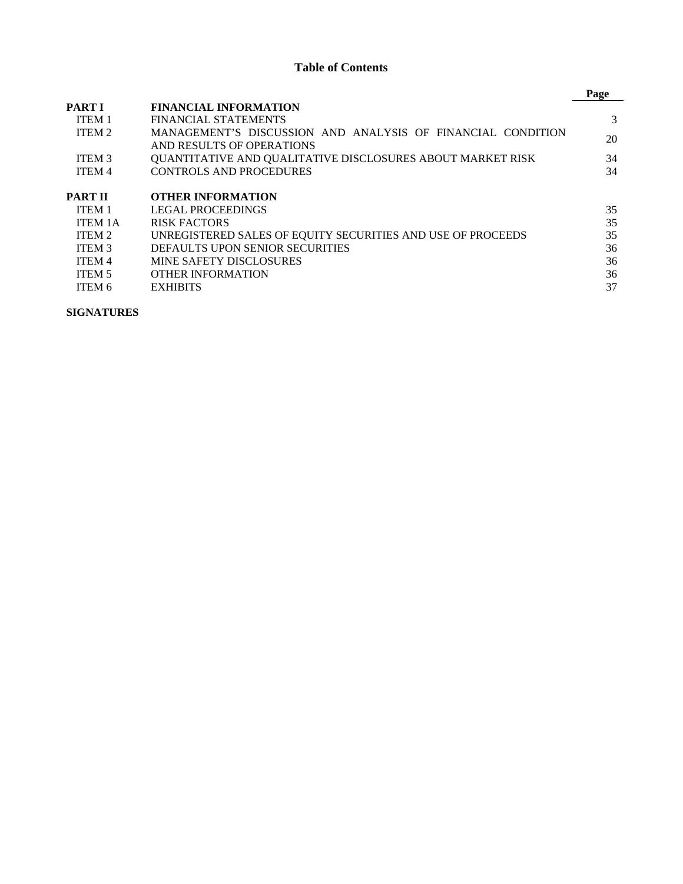# Table of Contents

| | | Page |
|---|---|---|
| **PART I** | **FINANCIAL INFORMATION** | |
| ITEM 1 | FINANCIAL STATEMENTS | 3 |
| ITEM 2 | MANAGEMENT'S DISCUSSION AND ANALYSIS OF FINANCIAL CONDITION AND RESULTS OF OPERATIONS | 20 |
| ITEM 3 | QUANTITATIVE AND QUALITATIVE DISCLOSURES ABOUT MARKET RISK | 34 |
| ITEM 4 | CONTROLS AND PROCEDURES | 34 |
| **PART II** | **OTHER INFORMATION** | |
| ITEM 1 | LEGAL PROCEEDINGS | 35 |
| ITEM 1A | RISK FACTORS | 35 |
| ITEM 2 | UNREGISTERED SALES OF EQUITY SECURITIES AND USE OF PROCEEDS | 35 |
| ITEM 3 | DEFAULTS UPON SENIOR SECURITIES | 36 |
| ITEM 4 | MINE SAFETY DISCLOSURES | 36 |
| ITEM 5 | OTHER INFORMATION | 36 |
| ITEM 6 | EXHIBITS | 37 |

**SIGNATURES**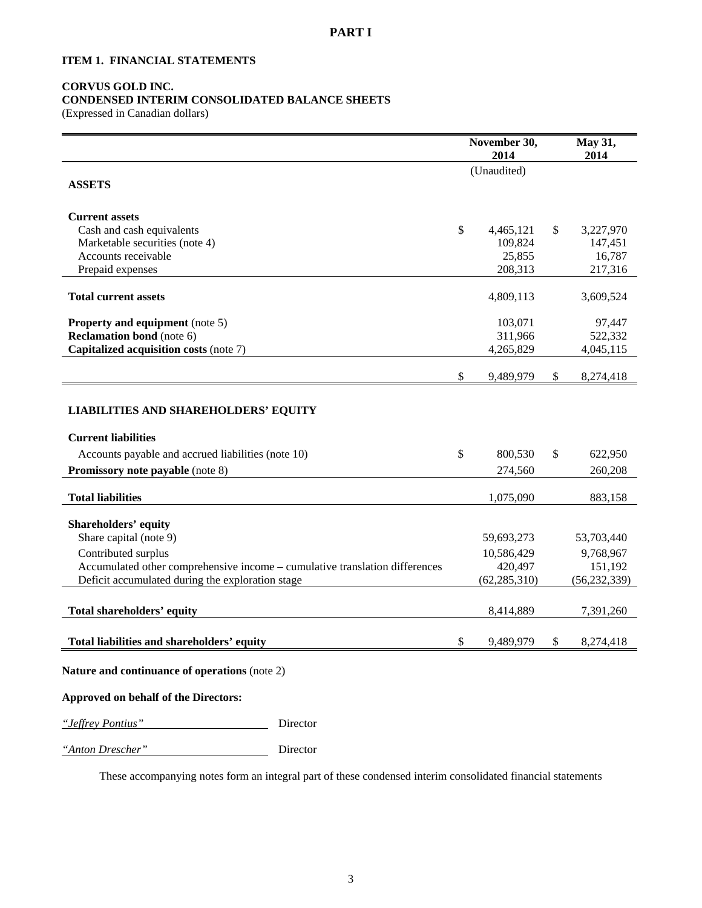# PART I

## ITEM 1. FINANCIAL STATEMENTS

**CORVUS GOLD INC.**
**CONDENSED INTERIM CONSOLIDATED BALANCE SHEETS**
(Expressed in Canadian dollars)

| | November 30, 2014 | May 31, 2014 |
|---|---|---|
| | (Unaudited) | |
| **ASSETS** | | |
| **Current assets** | | |
| Cash and cash equivalents | $ 4,465,121 | $ 3,227,970 |
| Marketable securities (note 4) | 109,824 | 147,451 |
| Accounts receivable | 25,855 | 16,787 |
| Prepaid expenses | 208,313 | 217,316 |
| **Total current assets** | 4,809,113 | 3,609,524 |
| **Property and equipment** (note 5) | 103,071 | 97,447 |
| **Reclamation bond** (note 6) | 311,966 | 522,332 |
| **Capitalized acquisition costs** (note 7) | 4,265,829 | 4,045,115 |
| | $ 9,489,979 | $ 8,274,418 |
| **LIABILITIES AND SHAREHOLDERS' EQUITY** | | |
| **Current liabilities** | | |
| Accounts payable and accrued liabilities (note 10) | $ 800,530 | $ 622,950 |
| **Promissory note payable** (note 8) | 274,560 | 260,208 |
| **Total liabilities** | 1,075,090 | 883,158 |
| **Shareholders' equity** | | |
| Share capital (note 9) | 59,693,273 | 53,703,440 |
| Contributed surplus | 10,586,429 | 9,768,967 |
| Accumulated other comprehensive income – cumulative translation differences | 420,497 | 151,192 |
| Deficit accumulated during the exploration stage | (62,285,310) | (56,232,339) |
| **Total shareholders' equity** | 8,414,889 | 7,391,260 |
| **Total liabilities and shareholders' equity** | $ 9,489,979 | $ 8,274,418 |

**Nature and continuance of operations** (note 2)

**Approved on behalf of the Directors:**

*"Jeffrey Pontius"* Director

*"Anton Drescher"* Director

These accompanying notes form an integral part of these condensed interim consolidated financial statements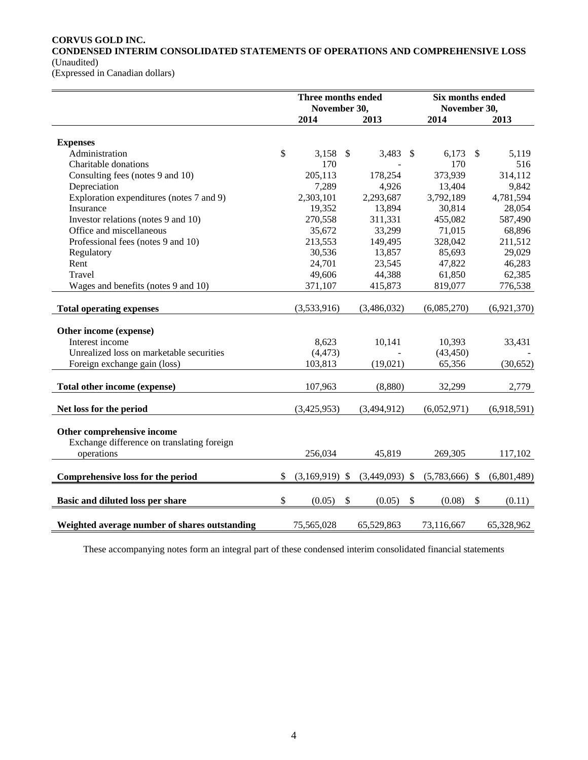**CORVUS GOLD INC.**
**CONDENSED INTERIM CONSOLIDATED STATEMENTS OF OPERATIONS AND COMPREHENSIVE LOSS**
(Unaudited)
(Expressed in Canadian dollars)

| | Three months ended November 30, | | Six months ended November 30, | |
|---|---|---|---|---|
| | 2014 | 2013 | 2014 | 2013 |
| **Expenses** | | | | |
| Administration | $ 3,158 | $ 3,483 | $ 6,173 | $ 5,119 |
| Charitable donations | 170 | - | 170 | 516 |
| Consulting fees (notes 9 and 10) | 205,113 | 178,254 | 373,939 | 314,112 |
| Depreciation | 7,289 | 4,926 | 13,404 | 9,842 |
| Exploration expenditures (notes 7 and 9) | 2,303,101 | 2,293,687 | 3,792,189 | 4,781,594 |
| Insurance | 19,352 | 13,894 | 30,814 | 28,054 |
| Investor relations (notes 9 and 10) | 270,558 | 311,331 | 455,082 | 587,490 |
| Office and miscellaneous | 35,672 | 33,299 | 71,015 | 68,896 |
| Professional fees (notes 9 and 10) | 213,553 | 149,495 | 328,042 | 211,512 |
| Regulatory | 30,536 | 13,857 | 85,693 | 29,029 |
| Rent | 24,701 | 23,545 | 47,822 | 46,283 |
| Travel | 49,606 | 44,388 | 61,850 | 62,385 |
| Wages and benefits (notes 9 and 10) | 371,107 | 415,873 | 819,077 | 776,538 |
| **Total operating expenses** | (3,533,916) | (3,486,032) | (6,085,270) | (6,921,370) |
| **Other income (expense)** | | | | |
| Interest income | 8,623 | 10,141 | 10,393 | 33,431 |
| Unrealized loss on marketable securities | (4,473) | - | (43,450) | - |
| Foreign exchange gain (loss) | 103,813 | (19,021) | 65,356 | (30,652) |
| **Total other income (expense)** | 107,963 | (8,880) | 32,299 | 2,779 |
| **Net loss for the period** | (3,425,953) | (3,494,912) | (6,052,971) | (6,918,591) |
| **Other comprehensive income** | | | | |
| Exchange difference on translating foreign operations | 256,034 | 45,819 | 269,305 | 117,102 |
| **Comprehensive loss for the period** | $ (3,169,919) | $ (3,449,093) | $ (5,783,666) | $ (6,801,489) |
| **Basic and diluted loss per share** | $ (0.05) | $ (0.05) | $ (0.08) | $ (0.11) |
| **Weighted average number of shares outstanding** | 75,565,028 | 65,529,863 | 73,116,667 | 65,328,962 |

These accompanying notes form an integral part of these condensed interim consolidated financial statements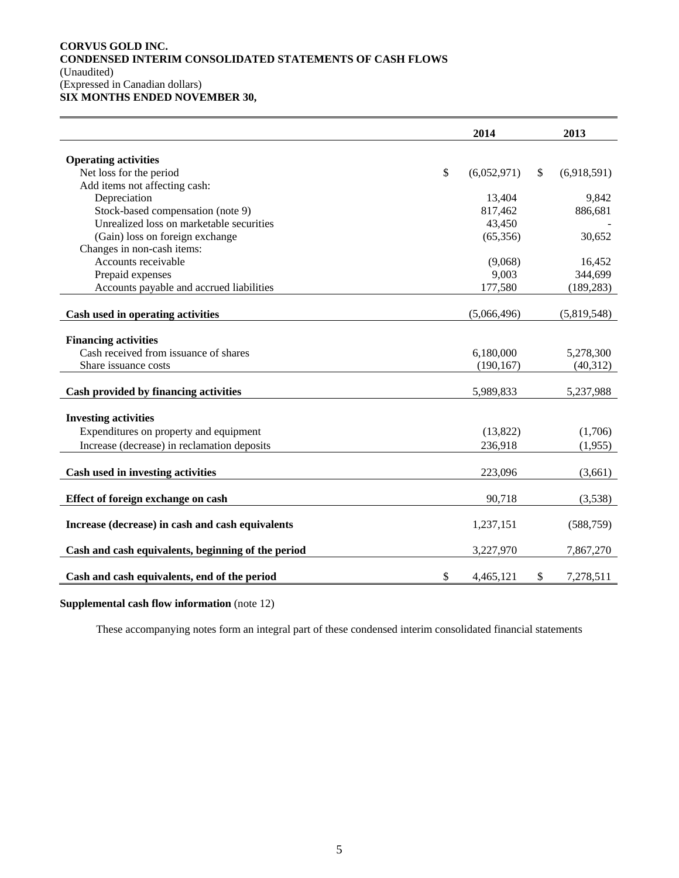**CORVUS GOLD INC.**
**CONDENSED INTERIM CONSOLIDATED STATEMENTS OF CASH FLOWS**
(Unaudited)
(Expressed in Canadian dollars)
**SIX MONTHS ENDED NOVEMBER 30,**

| | 2014 | 2013 |
|---|---|---|
| **Operating activities** | | |
| Net loss for the period | $ (6,052,971) | $ (6,918,591) |
| Add items not affecting cash: | | |
| Depreciation | 13,404 | 9,842 |
| Stock-based compensation (note 9) | 817,462 | 886,681 |
| Unrealized loss on marketable securities | 43,450 | - |
| (Gain) loss on foreign exchange | (65,356) | 30,652 |
| Changes in non-cash items: | | |
| Accounts receivable | (9,068) | 16,452 |
| Prepaid expenses | 9,003 | 344,699 |
| Accounts payable and accrued liabilities | 177,580 | (189,283) |
| **Cash used in operating activities** | (5,066,496) | (5,819,548) |
| **Financing activities** | | |
| Cash received from issuance of shares | 6,180,000 | 5,278,300 |
| Share issuance costs | (190,167) | (40,312) |
| **Cash provided by financing activities** | 5,989,833 | 5,237,988 |
| **Investing activities** | | |
| Expenditures on property and equipment | (13,822) | (1,706) |
| Increase (decrease) in reclamation deposits | 236,918 | (1,955) |
| **Cash used in investing activities** | 223,096 | (3,661) |
| **Effect of foreign exchange on cash** | 90,718 | (3,538) |
| **Increase (decrease) in cash and cash equivalents** | 1,237,151 | (588,759) |
| **Cash and cash equivalents, beginning of the period** | 3,227,970 | 7,867,270 |
| **Cash and cash equivalents, end of the period** | $ 4,465,121 | $ 7,278,511 |

**Supplemental cash flow information** (note 12)

These accompanying notes form an integral part of these condensed interim consolidated financial statements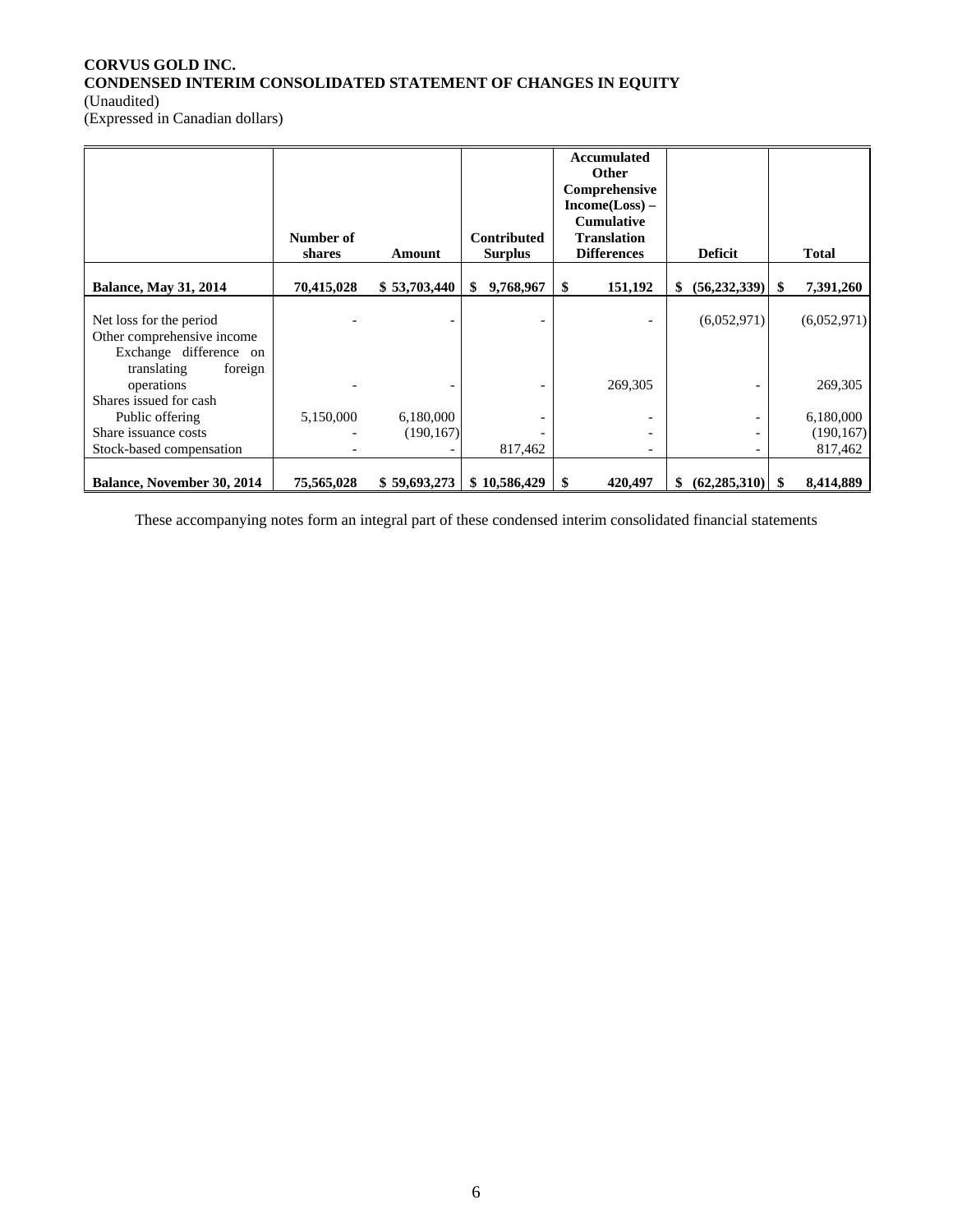**CORVUS GOLD INC.**
**CONDENSED INTERIM CONSOLIDATED STATEMENT OF CHANGES IN EQUITY**
(Unaudited)
(Expressed in Canadian dollars)

| | Number of shares | Amount | Contributed Surplus | Accumulated Other Comprehensive Income(Loss) – Cumulative Translation Differences | Deficit | Total |
|---|---|---|---|---|---|---|
| **Balance, May 31, 2014** | **70,415,028** | **$ 53,703,440** | **$ 9,768,967** | **$ 151,192** | **$ (56,232,339)** | **$ 7,391,260** |
| Net loss for the period | - | - | - | - | (6,052,971) | (6,052,971) |
| Other comprehensive income | | | | | | |
| Exchange difference on translating foreign operations | - | - | - | 269,305 | - | 269,305 |
| Shares issued for cash | | | | | | |
| Public offering | 5,150,000 | 6,180,000 | - | - | - | 6,180,000 |
| Share issuance costs | - | (190,167) | - | - | - | (190,167) |
| Stock-based compensation | - | - | 817,462 | - | - | 817,462 |
| **Balance, November 30, 2014** | **75,565,028** | **$ 59,693,273** | **$ 10,586,429** | **$ 420,497** | **$ (62,285,310)** | **$ 8,414,889** |

These accompanying notes form an integral part of these condensed interim consolidated financial statements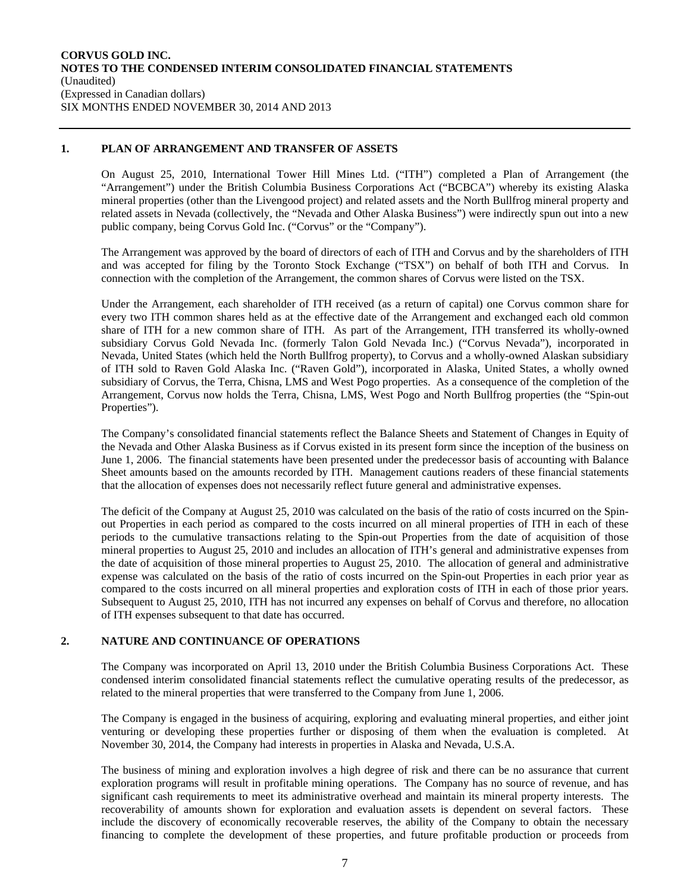**CORVUS GOLD INC.**
**NOTES TO THE CONDENSED INTERIM CONSOLIDATED FINANCIAL STATEMENTS**
(Unaudited)
(Expressed in Canadian dollars)
SIX MONTHS ENDED NOVEMBER 30, 2014 AND 2013

## 1. PLAN OF ARRANGEMENT AND TRANSFER OF ASSETS

On August 25, 2010, International Tower Hill Mines Ltd. ("ITH") completed a Plan of Arrangement (the "Arrangement") under the British Columbia Business Corporations Act ("BCBCA") whereby its existing Alaska mineral properties (other than the Livengood project) and related assets and the North Bullfrog mineral property and related assets in Nevada (collectively, the "Nevada and Other Alaska Business") were indirectly spun out into a new public company, being Corvus Gold Inc. ("Corvus" or the "Company").

The Arrangement was approved by the board of directors of each of ITH and Corvus and by the shareholders of ITH and was accepted for filing by the Toronto Stock Exchange ("TSX") on behalf of both ITH and Corvus. In connection with the completion of the Arrangement, the common shares of Corvus were listed on the TSX.

Under the Arrangement, each shareholder of ITH received (as a return of capital) one Corvus common share for every two ITH common shares held as at the effective date of the Arrangement and exchanged each old common share of ITH for a new common share of ITH. As part of the Arrangement, ITH transferred its wholly-owned subsidiary Corvus Gold Nevada Inc. (formerly Talon Gold Nevada Inc.) ("Corvus Nevada"), incorporated in Nevada, United States (which held the North Bullfrog property), to Corvus and a wholly-owned Alaskan subsidiary of ITH sold to Raven Gold Alaska Inc. ("Raven Gold"), incorporated in Alaska, United States, a wholly owned subsidiary of Corvus, the Terra, Chisna, LMS and West Pogo properties. As a consequence of the completion of the Arrangement, Corvus now holds the Terra, Chisna, LMS, West Pogo and North Bullfrog properties (the "Spin-out Properties").

The Company's consolidated financial statements reflect the Balance Sheets and Statement of Changes in Equity of the Nevada and Other Alaska Business as if Corvus existed in its present form since the inception of the business on June 1, 2006. The financial statements have been presented under the predecessor basis of accounting with Balance Sheet amounts based on the amounts recorded by ITH. Management cautions readers of these financial statements that the allocation of expenses does not necessarily reflect future general and administrative expenses.

The deficit of the Company at August 25, 2010 was calculated on the basis of the ratio of costs incurred on the Spin-out Properties in each period as compared to the costs incurred on all mineral properties of ITH in each of these periods to the cumulative transactions relating to the Spin-out Properties from the date of acquisition of those mineral properties to August 25, 2010 and includes an allocation of ITH's general and administrative expenses from the date of acquisition of those mineral properties to August 25, 2010. The allocation of general and administrative expense was calculated on the basis of the ratio of costs incurred on the Spin-out Properties in each prior year as compared to the costs incurred on all mineral properties and exploration costs of ITH in each of those prior years. Subsequent to August 25, 2010, ITH has not incurred any expenses on behalf of Corvus and therefore, no allocation of ITH expenses subsequent to that date has occurred.

## 2. NATURE AND CONTINUANCE OF OPERATIONS

The Company was incorporated on April 13, 2010 under the British Columbia Business Corporations Act. These condensed interim consolidated financial statements reflect the cumulative operating results of the predecessor, as related to the mineral properties that were transferred to the Company from June 1, 2006.

The Company is engaged in the business of acquiring, exploring and evaluating mineral properties, and either joint venturing or developing these properties further or disposing of them when the evaluation is completed. At November 30, 2014, the Company had interests in properties in Alaska and Nevada, U.S.A.

The business of mining and exploration involves a high degree of risk and there can be no assurance that current exploration programs will result in profitable mining operations. The Company has no source of revenue, and has significant cash requirements to meet its administrative overhead and maintain its mineral property interests. The recoverability of amounts shown for exploration and evaluation assets is dependent on several factors. These include the discovery of economically recoverable reserves, the ability of the Company to obtain the necessary financing to complete the development of these properties, and future profitable production or proceeds from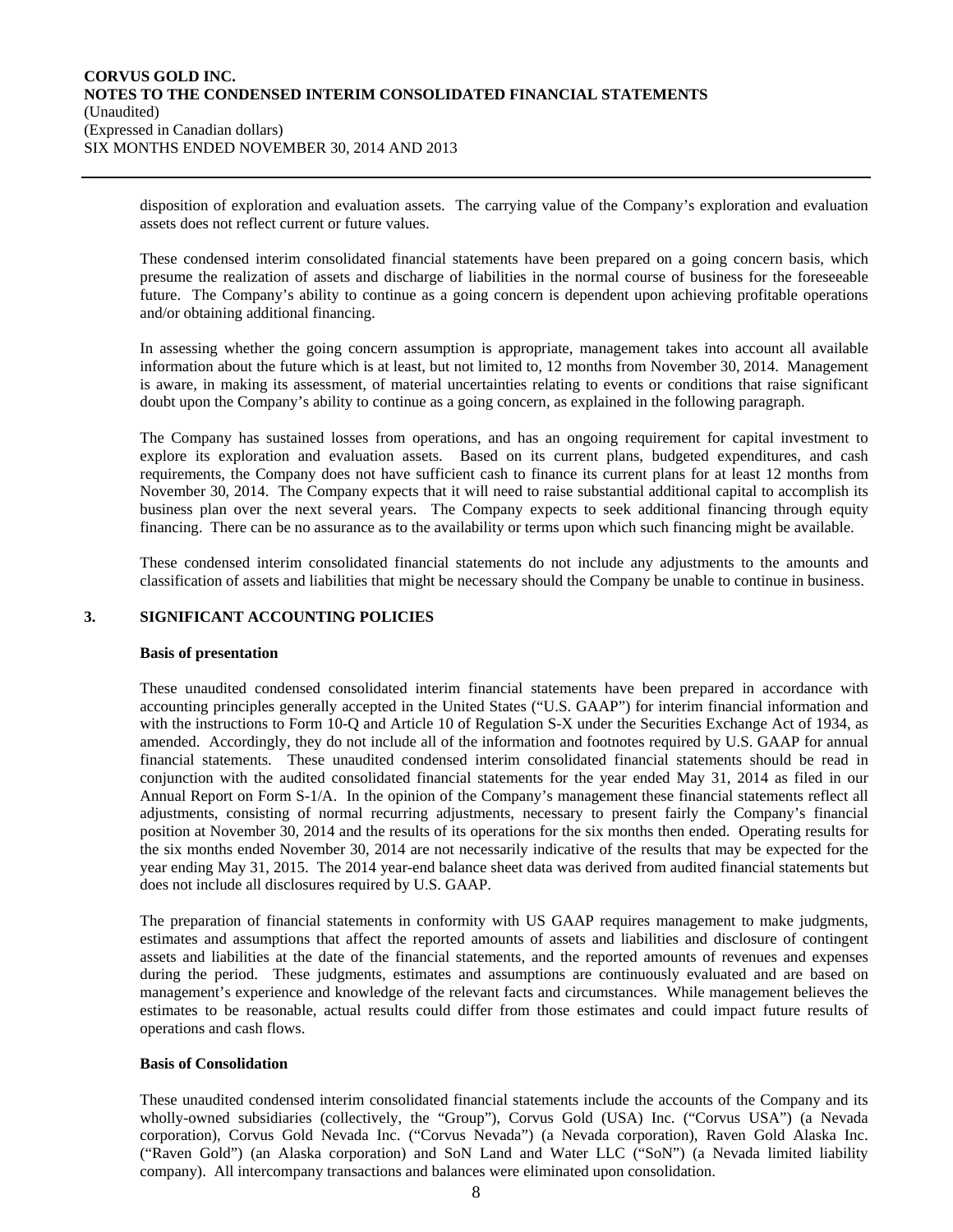disposition of exploration and evaluation assets. The carrying value of the Company's exploration and evaluation assets does not reflect current or future values.

These condensed interim consolidated financial statements have been prepared on a going concern basis, which presume the realization of assets and discharge of liabilities in the normal course of business for the foreseeable future. The Company's ability to continue as a going concern is dependent upon achieving profitable operations and/or obtaining additional financing.

In assessing whether the going concern assumption is appropriate, management takes into account all available information about the future which is at least, but not limited to, 12 months from November 30, 2014. Management is aware, in making its assessment, of material uncertainties relating to events or conditions that raise significant doubt upon the Company's ability to continue as a going concern, as explained in the following paragraph.

The Company has sustained losses from operations, and has an ongoing requirement for capital investment to explore its exploration and evaluation assets. Based on its current plans, budgeted expenditures, and cash requirements, the Company does not have sufficient cash to finance its current plans for at least 12 months from November 30, 2014. The Company expects that it will need to raise substantial additional capital to accomplish its business plan over the next several years. The Company expects to seek additional financing through equity financing. There can be no assurance as to the availability or terms upon which such financing might be available.

These condensed interim consolidated financial statements do not include any adjustments to the amounts and classification of assets and liabilities that might be necessary should the Company be unable to continue in business.

## 3. SIGNIFICANT ACCOUNTING POLICIES

**Basis of presentation**

These unaudited condensed consolidated interim financial statements have been prepared in accordance with accounting principles generally accepted in the United States ("U.S. GAAP") for interim financial information and with the instructions to Form 10-Q and Article 10 of Regulation S-X under the Securities Exchange Act of 1934, as amended. Accordingly, they do not include all of the information and footnotes required by U.S. GAAP for annual financial statements. These unaudited condensed interim consolidated financial statements should be read in conjunction with the audited consolidated financial statements for the year ended May 31, 2014 as filed in our Annual Report on Form S-1/A. In the opinion of the Company's management these financial statements reflect all adjustments, consisting of normal recurring adjustments, necessary to present fairly the Company's financial position at November 30, 2014 and the results of its operations for the six months then ended. Operating results for the six months ended November 30, 2014 are not necessarily indicative of the results that may be expected for the year ending May 31, 2015. The 2014 year-end balance sheet data was derived from audited financial statements but does not include all disclosures required by U.S. GAAP.

The preparation of financial statements in conformity with US GAAP requires management to make judgments, estimates and assumptions that affect the reported amounts of assets and liabilities and disclosure of contingent assets and liabilities at the date of the financial statements, and the reported amounts of revenues and expenses during the period. These judgments, estimates and assumptions are continuously evaluated and are based on management's experience and knowledge of the relevant facts and circumstances. While management believes the estimates to be reasonable, actual results could differ from those estimates and could impact future results of operations and cash flows.

**Basis of Consolidation**

These unaudited condensed interim consolidated financial statements include the accounts of the Company and its wholly-owned subsidiaries (collectively, the "Group"), Corvus Gold (USA) Inc. ("Corvus USA") (a Nevada corporation), Corvus Gold Nevada Inc. ("Corvus Nevada") (a Nevada corporation), Raven Gold Alaska Inc. ("Raven Gold") (an Alaska corporation) and SoN Land and Water LLC ("SoN") (a Nevada limited liability company). All intercompany transactions and balances were eliminated upon consolidation.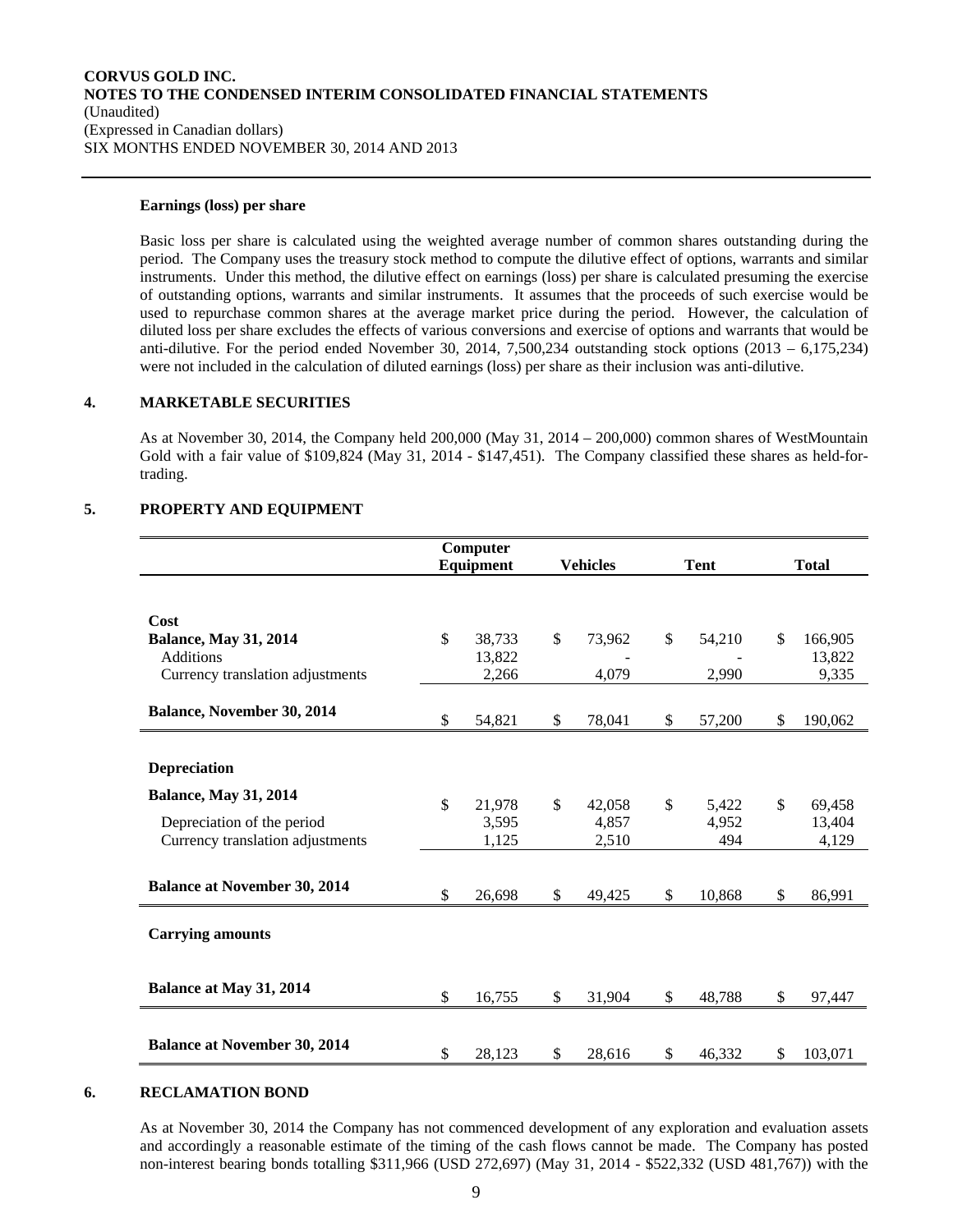**Earnings (loss) per share**

Basic loss per share is calculated using the weighted average number of common shares outstanding during the period. The Company uses the treasury stock method to compute the dilutive effect of options, warrants and similar instruments. Under this method, the dilutive effect on earnings (loss) per share is calculated presuming the exercise of outstanding options, warrants and similar instruments. It assumes that the proceeds of such exercise would be used to repurchase common shares at the average market price during the period. However, the calculation of diluted loss per share excludes the effects of various conversions and exercise of options and warrants that would be anti-dilutive. For the period ended November 30, 2014, 7,500,234 outstanding stock options (2013 – 6,175,234) were not included in the calculation of diluted earnings (loss) per share as their inclusion was anti-dilutive.

## 4. MARKETABLE SECURITIES

As at November 30, 2014, the Company held 200,000 (May 31, 2014 – 200,000) common shares of WestMountain Gold with a fair value of $109,824 (May 31, 2014 - $147,451). The Company classified these shares as held-for-trading.

## 5. PROPERTY AND EQUIPMENT

| | Computer Equipment | Vehicles | Tent | Total |
|---|---|---|---|---|
| **Cost** | | | | |
| **Balance, May 31, 2014** | $ 38,733 | $ 73,962 | $ 54,210 | $ 166,905 |
| Additions | 13,822 | - | - | 13,822 |
| Currency translation adjustments | 2,266 | 4,079 | 2,990 | 9,335 |
| **Balance, November 30, 2014** | $ 54,821 | $ 78,041 | $ 57,200 | $ 190,062 |
| **Depreciation** | | | | |
| **Balance, May 31, 2014** | $ 21,978 | $ 42,058 | $ 5,422 | $ 69,458 |
| Depreciation of the period | 3,595 | 4,857 | 4,952 | 13,404 |
| Currency translation adjustments | 1,125 | 2,510 | 494 | 4,129 |
| **Balance at November 30, 2014** | $ 26,698 | $ 49,425 | $ 10,868 | $ 86,991 |
| **Carrying amounts** | | | | |
| **Balance at May 31, 2014** | $ 16,755 | $ 31,904 | $ 48,788 | $ 97,447 |
| **Balance at November 30, 2014** | $ 28,123 | $ 28,616 | $ 46,332 | $ 103,071 |

## 6. RECLAMATION BOND

As at November 30, 2014 the Company has not commenced development of any exploration and evaluation assets and accordingly a reasonable estimate of the timing of the cash flows cannot be made. The Company has posted non-interest bearing bonds totalling $311,966 (USD 272,697) (May 31, 2014 - $522,332 (USD 481,767)) with the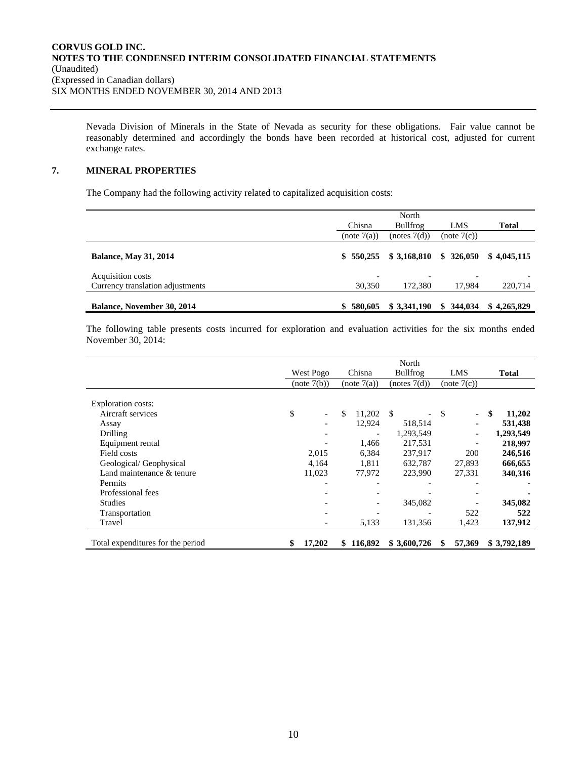Nevada Division of Minerals in the State of Nevada as security for these obligations. Fair value cannot be reasonably determined and accordingly the bonds have been recorded at historical cost, adjusted for current exchange rates.

## 7. MINERAL PROPERTIES

The Company had the following activity related to capitalized acquisition costs:

| | Chisna (note 7(a)) | North Bullfrog (notes 7(d)) | LMS (note 7(c)) | **Total** |
|---|---|---|---|---|
| **Balance, May 31, 2014** | **$ 550,255** | **$ 3,168,810** | **$ 326,050** | **$ 4,045,115** |
| Acquisition costs | - | - | - | - |
| Currency translation adjustments | 30,350 | 172,380 | 17,984 | 220,714 |
| **Balance, November 30, 2014** | **$ 580,605** | **$ 3,341,190** | **$ 344,034** | **$ 4,265,829** |

The following table presents costs incurred for exploration and evaluation activities for the six months ended November 30, 2014:

| | West Pogo (note 7(b)) | Chisna (note 7(a)) | North Bullfrog (notes 7(d)) | LMS (note 7(c)) | **Total** |
|---|---|---|---|---|---|
| Exploration costs: | | | | | |
| Aircraft services | $ - | $ 11,202 | $ - | $ - | **$ 11,202** |
| Assay | - | 12,924 | 518,514 | - | **531,438** |
| Drilling | - | - | 1,293,549 | - | **1,293,549** |
| Equipment rental | - | 1,466 | 217,531 | - | **218,997** |
| Field costs | 2,015 | 6,384 | 237,917 | 200 | **246,516** |
| Geological/ Geophysical | 4,164 | 1,811 | 632,787 | 27,893 | **666,655** |
| Land maintenance & tenure | 11,023 | 77,972 | 223,990 | 27,331 | **340,316** |
| Permits | - | - | - | - | **-** |
| Professional fees | - | - | - | - | **-** |
| Studies | - | - | 345,082 | - | **345,082** |
| Transportation | - | - | - | 522 | **522** |
| Travel | - | 5,133 | 131,356 | 1,423 | **137,912** |
| Total expenditures for the period | **$ 17,202** | **$ 116,892** | **$ 3,600,726** | **$ 57,369** | **$ 3,792,189** |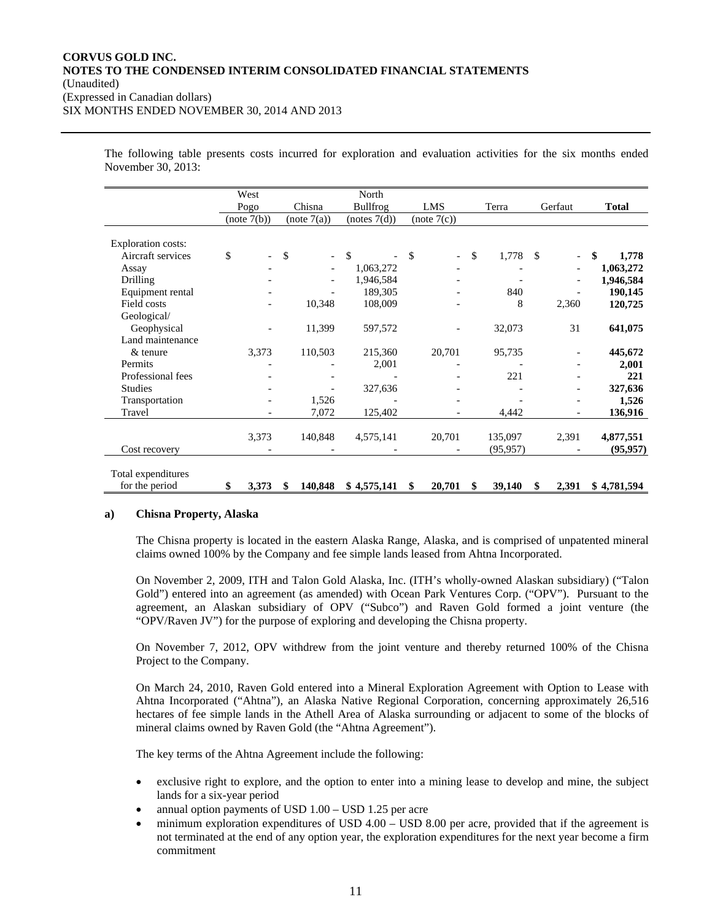The following table presents costs incurred for exploration and evaluation activities for the six months ended November 30, 2013:

| | West Pogo (note 7(b)) | Chisna (note 7(a)) | North Bullfrog (notes 7(d)) | LMS (note 7(c)) | Terra | Gerfaut | **Total** |
|---|---|---|---|---|---|---|---|
| Exploration costs: | | | | | | | |
| Aircraft services | $ - | $ - | $ - | $ - | $ 1,778 | $ - | **$ 1,778** |
| Assay | - | - | 1,063,272 | - | - | - | **1,063,272** |
| Drilling | - | - | 1,946,584 | - | - | - | **1,946,584** |
| Equipment rental | - | - | 189,305 | - | 840 | - | **190,145** |
| Field costs | - | 10,348 | 108,009 | - | 8 | 2,360 | **120,725** |
| Geological/ Geophysical | - | 11,399 | 597,572 | - | 32,073 | 31 | **641,075** |
| Land maintenance & tenure | 3,373 | 110,503 | 215,360 | 20,701 | 95,735 | - | **445,672** |
| Permits | - | - | 2,001 | - | - | - | **2,001** |
| Professional fees | - | - | - | - | 221 | - | **221** |
| Studies | - | - | 327,636 | - | - | - | **327,636** |
| Transportation | - | 1,526 | - | - | - | - | **1,526** |
| Travel | - | 7,072 | 125,402 | - | 4,442 | - | **136,916** |
| | 3,373 | 140,848 | 4,575,141 | 20,701 | 135,097 | 2,391 | **4,877,551** |
| Cost recovery | - | - | - | - | (95,957) | - | **(95,957)** |
| Total expenditures for the period | **$ 3,373** | **$ 140,848** | **$ 4,575,141** | **$ 20,701** | **$ 39,140** | **$ 2,391** | **$ 4,781,594** |

**a) Chisna Property, Alaska**

The Chisna property is located in the eastern Alaska Range, Alaska, and is comprised of unpatented mineral claims owned 100% by the Company and fee simple lands leased from Ahtna Incorporated.

On November 2, 2009, ITH and Talon Gold Alaska, Inc. (ITH's wholly-owned Alaskan subsidiary) ("Talon Gold") entered into an agreement (as amended) with Ocean Park Ventures Corp. ("OPV"). Pursuant to the agreement, an Alaskan subsidiary of OPV ("Subco") and Raven Gold formed a joint venture (the "OPV/Raven JV") for the purpose of exploring and developing the Chisna property.

On November 7, 2012, OPV withdrew from the joint venture and thereby returned 100% of the Chisna Project to the Company.

On March 24, 2010, Raven Gold entered into a Mineral Exploration Agreement with Option to Lease with Ahtna Incorporated ("Ahtna"), an Alaska Native Regional Corporation, concerning approximately 26,516 hectares of fee simple lands in the Athell Area of Alaska surrounding or adjacent to some of the blocks of mineral claims owned by Raven Gold (the "Ahtna Agreement").

The key terms of the Ahtna Agreement include the following:

- exclusive right to explore, and the option to enter into a mining lease to develop and mine, the subject lands for a six-year period
- annual option payments of USD 1.00 – USD 1.25 per acre
- minimum exploration expenditures of USD 4.00 – USD 8.00 per acre, provided that if the agreement is not terminated at the end of any option year, the exploration expenditures for the next year become a firm commitment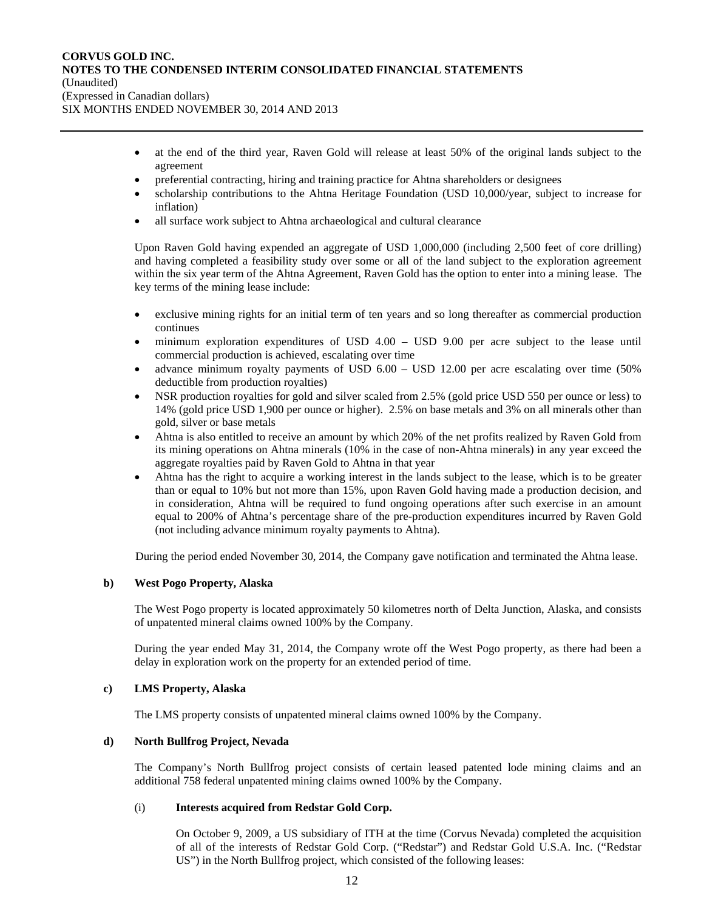- at the end of the third year, Raven Gold will release at least 50% of the original lands subject to the agreement
- preferential contracting, hiring and training practice for Ahtna shareholders or designees
- scholarship contributions to the Ahtna Heritage Foundation (USD 10,000/year, subject to increase for inflation)
- all surface work subject to Ahtna archaeological and cultural clearance

Upon Raven Gold having expended an aggregate of USD 1,000,000 (including 2,500 feet of core drilling) and having completed a feasibility study over some or all of the land subject to the exploration agreement within the six year term of the Ahtna Agreement, Raven Gold has the option to enter into a mining lease. The key terms of the mining lease include:

- exclusive mining rights for an initial term of ten years and so long thereafter as commercial production continues
- minimum exploration expenditures of USD 4.00 – USD 9.00 per acre subject to the lease until commercial production is achieved, escalating over time
- advance minimum royalty payments of USD 6.00 – USD 12.00 per acre escalating over time (50% deductible from production royalties)
- NSR production royalties for gold and silver scaled from 2.5% (gold price USD 550 per ounce or less) to 14% (gold price USD 1,900 per ounce or higher). 2.5% on base metals and 3% on all minerals other than gold, silver or base metals
- Ahtna is also entitled to receive an amount by which 20% of the net profits realized by Raven Gold from its mining operations on Ahtna minerals (10% in the case of non-Ahtna minerals) in any year exceed the aggregate royalties paid by Raven Gold to Ahtna in that year
- Ahtna has the right to acquire a working interest in the lands subject to the lease, which is to be greater than or equal to 10% but not more than 15%, upon Raven Gold having made a production decision, and in consideration, Ahtna will be required to fund ongoing operations after such exercise in an amount equal to 200% of Ahtna's percentage share of the pre-production expenditures incurred by Raven Gold (not including advance minimum royalty payments to Ahtna).

During the period ended November 30, 2014, the Company gave notification and terminated the Ahtna lease.

**b) West Pogo Property, Alaska**

The West Pogo property is located approximately 50 kilometres north of Delta Junction, Alaska, and consists of unpatented mineral claims owned 100% by the Company.

During the year ended May 31, 2014, the Company wrote off the West Pogo property, as there had been a delay in exploration work on the property for an extended period of time.

**c) LMS Property, Alaska**

The LMS property consists of unpatented mineral claims owned 100% by the Company.

**d) North Bullfrog Project, Nevada**

The Company's North Bullfrog project consists of certain leased patented lode mining claims and an additional 758 federal unpatented mining claims owned 100% by the Company.

(i) **Interests acquired from Redstar Gold Corp.**

On October 9, 2009, a US subsidiary of ITH at the time (Corvus Nevada) completed the acquisition of all of the interests of Redstar Gold Corp. ("Redstar") and Redstar Gold U.S.A. Inc. ("Redstar US") in the North Bullfrog project, which consisted of the following leases: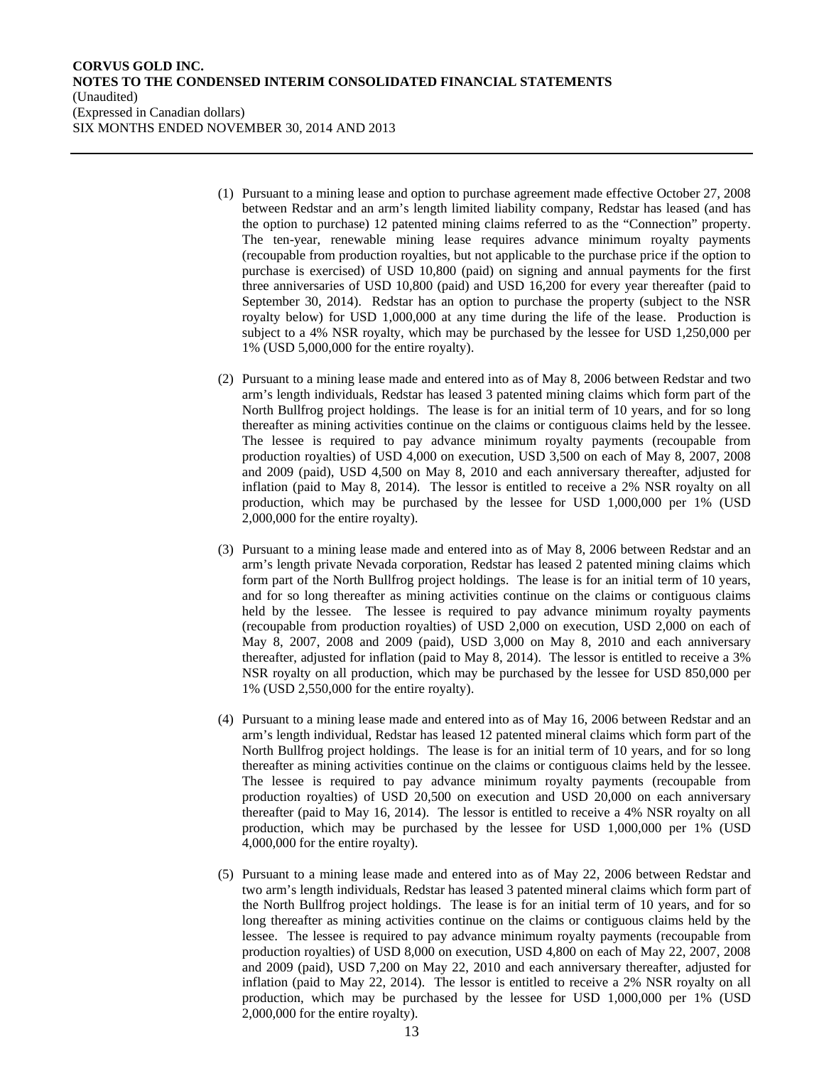(1) Pursuant to a mining lease and option to purchase agreement made effective October 27, 2008 between Redstar and an arm's length limited liability company, Redstar has leased (and has the option to purchase) 12 patented mining claims referred to as the "Connection" property. The ten-year, renewable mining lease requires advance minimum royalty payments (recoupable from production royalties, but not applicable to the purchase price if the option to purchase is exercised) of USD 10,800 (paid) on signing and annual payments for the first three anniversaries of USD 10,800 (paid) and USD 16,200 for every year thereafter (paid to September 30, 2014). Redstar has an option to purchase the property (subject to the NSR royalty below) for USD 1,000,000 at any time during the life of the lease. Production is subject to a 4% NSR royalty, which may be purchased by the lessee for USD 1,250,000 per 1% (USD 5,000,000 for the entire royalty).

(2) Pursuant to a mining lease made and entered into as of May 8, 2006 between Redstar and two arm's length individuals, Redstar has leased 3 patented mining claims which form part of the North Bullfrog project holdings. The lease is for an initial term of 10 years, and for so long thereafter as mining activities continue on the claims or contiguous claims held by the lessee. The lessee is required to pay advance minimum royalty payments (recoupable from production royalties) of USD 4,000 on execution, USD 3,500 on each of May 8, 2007, 2008 and 2009 (paid), USD 4,500 on May 8, 2010 and each anniversary thereafter, adjusted for inflation (paid to May 8, 2014). The lessor is entitled to receive a 2% NSR royalty on all production, which may be purchased by the lessee for USD 1,000,000 per 1% (USD 2,000,000 for the entire royalty).

(3) Pursuant to a mining lease made and entered into as of May 8, 2006 between Redstar and an arm's length private Nevada corporation, Redstar has leased 2 patented mining claims which form part of the North Bullfrog project holdings. The lease is for an initial term of 10 years, and for so long thereafter as mining activities continue on the claims or contiguous claims held by the lessee. The lessee is required to pay advance minimum royalty payments (recoupable from production royalties) of USD 2,000 on execution, USD 2,000 on each of May 8, 2007, 2008 and 2009 (paid), USD 3,000 on May 8, 2010 and each anniversary thereafter, adjusted for inflation (paid to May 8, 2014). The lessor is entitled to receive a 3% NSR royalty on all production, which may be purchased by the lessee for USD 850,000 per 1% (USD 2,550,000 for the entire royalty).

(4) Pursuant to a mining lease made and entered into as of May 16, 2006 between Redstar and an arm's length individual, Redstar has leased 12 patented mineral claims which form part of the North Bullfrog project holdings. The lease is for an initial term of 10 years, and for so long thereafter as mining activities continue on the claims or contiguous claims held by the lessee. The lessee is required to pay advance minimum royalty payments (recoupable from production royalties) of USD 20,500 on execution and USD 20,000 on each anniversary thereafter (paid to May 16, 2014). The lessor is entitled to receive a 4% NSR royalty on all production, which may be purchased by the lessee for USD 1,000,000 per 1% (USD 4,000,000 for the entire royalty).

(5) Pursuant to a mining lease made and entered into as of May 22, 2006 between Redstar and two arm's length individuals, Redstar has leased 3 patented mineral claims which form part of the North Bullfrog project holdings. The lease is for an initial term of 10 years, and for so long thereafter as mining activities continue on the claims or contiguous claims held by the lessee. The lessee is required to pay advance minimum royalty payments (recoupable from production royalties) of USD 8,000 on execution, USD 4,800 on each of May 22, 2007, 2008 and 2009 (paid), USD 7,200 on May 22, 2010 and each anniversary thereafter, adjusted for inflation (paid to May 22, 2014). The lessor is entitled to receive a 2% NSR royalty on all production, which may be purchased by the lessee for USD 1,000,000 per 1% (USD 2,000,000 for the entire royalty).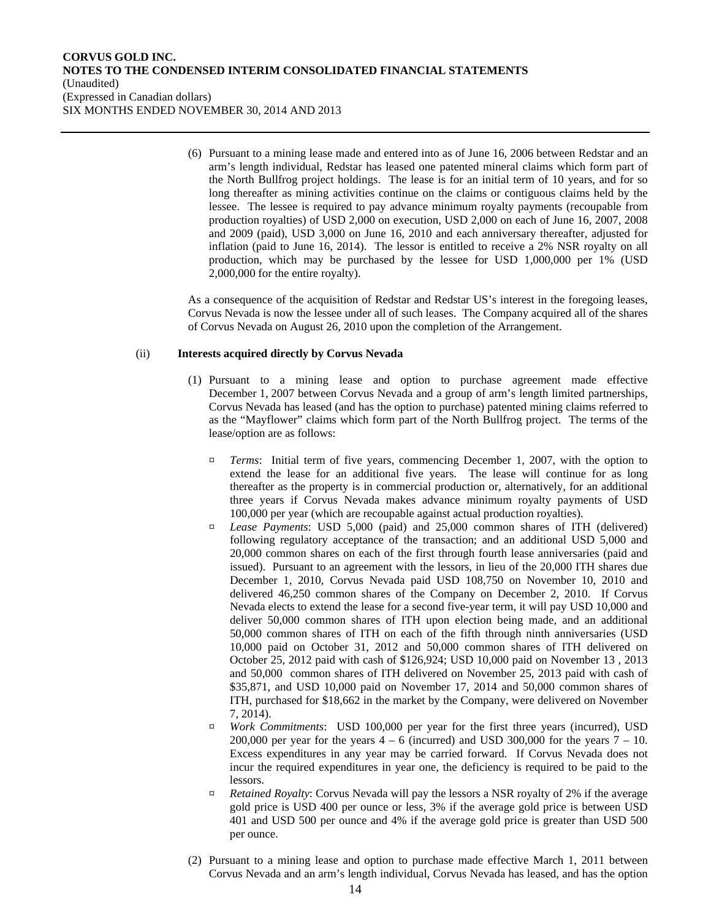(6) Pursuant to a mining lease made and entered into as of June 16, 2006 between Redstar and an arm's length individual, Redstar has leased one patented mineral claims which form part of the North Bullfrog project holdings. The lease is for an initial term of 10 years, and for so long thereafter as mining activities continue on the claims or contiguous claims held by the lessee. The lessee is required to pay advance minimum royalty payments (recoupable from production royalties) of USD 2,000 on execution, USD 2,000 on each of June 16, 2007, 2008 and 2009 (paid), USD 3,000 on June 16, 2010 and each anniversary thereafter, adjusted for inflation (paid to June 16, 2014). The lessor is entitled to receive a 2% NSR royalty on all production, which may be purchased by the lessee for USD 1,000,000 per 1% (USD 2,000,000 for the entire royalty).

As a consequence of the acquisition of Redstar and Redstar US's interest in the foregoing leases, Corvus Nevada is now the lessee under all of such leases. The Company acquired all of the shares of Corvus Nevada on August 26, 2010 upon the completion of the Arrangement.

(ii) **Interests acquired directly by Corvus Nevada**

(1) Pursuant to a mining lease and option to purchase agreement made effective December 1, 2007 between Corvus Nevada and a group of arm's length limited partnerships, Corvus Nevada has leased (and has the option to purchase) patented mining claims referred to as the "Mayflower" claims which form part of the North Bullfrog project. The terms of the lease/option are as follows:

- *Terms*: Initial term of five years, commencing December 1, 2007, with the option to extend the lease for an additional five years. The lease will continue for as long thereafter as the property is in commercial production or, alternatively, for an additional three years if Corvus Nevada makes advance minimum royalty payments of USD 100,000 per year (which are recoupable against actual production royalties).
- *Lease Payments*: USD 5,000 (paid) and 25,000 common shares of ITH (delivered) following regulatory acceptance of the transaction; and an additional USD 5,000 and 20,000 common shares on each of the first through fourth lease anniversaries (paid and issued). Pursuant to an agreement with the lessors, in lieu of the 20,000 ITH shares due December 1, 2010, Corvus Nevada paid USD 108,750 on November 10, 2010 and delivered 46,250 common shares of the Company on December 2, 2010. If Corvus Nevada elects to extend the lease for a second five-year term, it will pay USD 10,000 and deliver 50,000 common shares of ITH upon election being made, and an additional 50,000 common shares of ITH on each of the fifth through ninth anniversaries (USD 10,000 paid on October 31, 2012 and 50,000 common shares of ITH delivered on October 25, 2012 paid with cash of $126,924; USD 10,000 paid on November 13 , 2013 and 50,000 common shares of ITH delivered on November 25, 2013 paid with cash of $35,871, and USD 10,000 paid on November 17, 2014 and 50,000 common shares of ITH, purchased for $18,662 in the market by the Company, were delivered on November 7, 2014).
- *Work Commitments*: USD 100,000 per year for the first three years (incurred), USD 200,000 per year for the years 4 – 6 (incurred) and USD 300,000 for the years 7 – 10. Excess expenditures in any year may be carried forward. If Corvus Nevada does not incur the required expenditures in year one, the deficiency is required to be paid to the lessors.
- *Retained Royalty*: Corvus Nevada will pay the lessors a NSR royalty of 2% if the average gold price is USD 400 per ounce or less, 3% if the average gold price is between USD 401 and USD 500 per ounce and 4% if the average gold price is greater than USD 500 per ounce.

(2) Pursuant to a mining lease and option to purchase made effective March 1, 2011 between Corvus Nevada and an arm's length individual, Corvus Nevada has leased, and has the option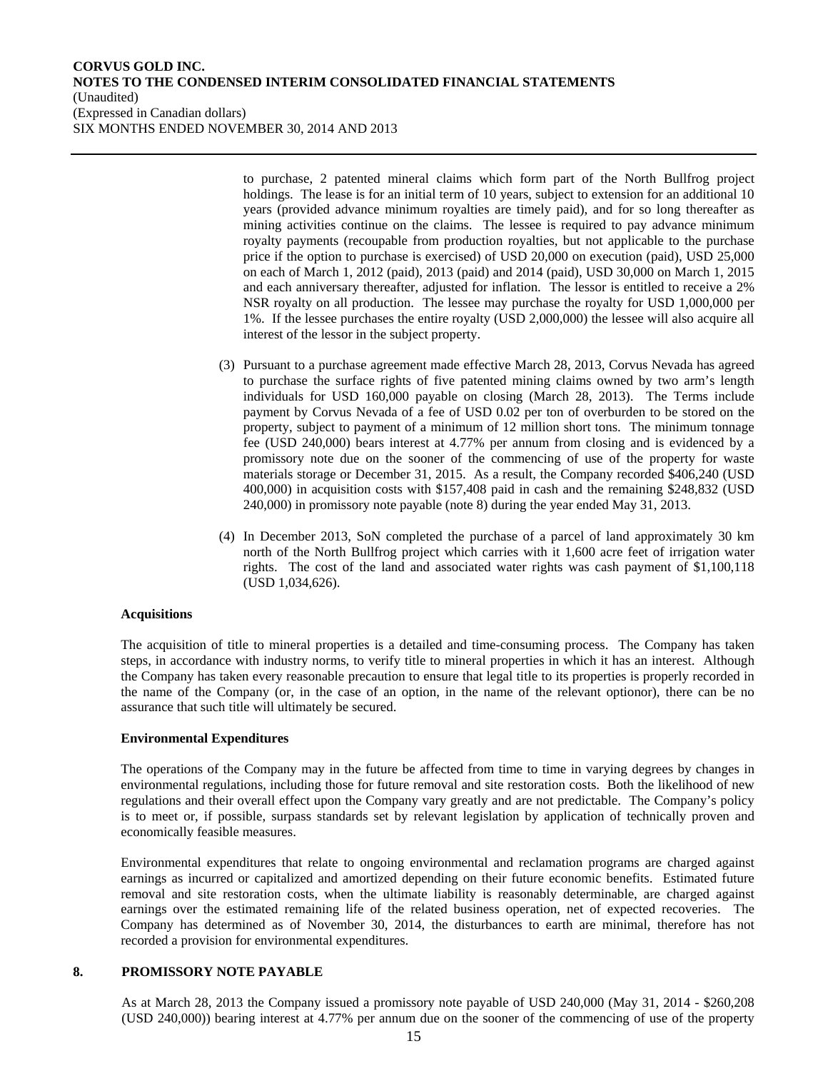to purchase, 2 patented mineral claims which form part of the North Bullfrog project holdings. The lease is for an initial term of 10 years, subject to extension for an additional 10 years (provided advance minimum royalties are timely paid), and for so long thereafter as mining activities continue on the claims. The lessee is required to pay advance minimum royalty payments (recoupable from production royalties, but not applicable to the purchase price if the option to purchase is exercised) of USD 20,000 on execution (paid), USD 25,000 on each of March 1, 2012 (paid), 2013 (paid) and 2014 (paid), USD 30,000 on March 1, 2015 and each anniversary thereafter, adjusted for inflation. The lessor is entitled to receive a 2% NSR royalty on all production. The lessee may purchase the royalty for USD 1,000,000 per 1%. If the lessee purchases the entire royalty (USD 2,000,000) the lessee will also acquire all interest of the lessor in the subject property.

(3) Pursuant to a purchase agreement made effective March 28, 2013, Corvus Nevada has agreed to purchase the surface rights of five patented mining claims owned by two arm's length individuals for USD 160,000 payable on closing (March 28, 2013). The Terms include payment by Corvus Nevada of a fee of USD 0.02 per ton of overburden to be stored on the property, subject to payment of a minimum of 12 million short tons. The minimum tonnage fee (USD 240,000) bears interest at 4.77% per annum from closing and is evidenced by a promissory note due on the sooner of the commencing of use of the property for waste materials storage or December 31, 2015. As a result, the Company recorded $406,240 (USD 400,000) in acquisition costs with $157,408 paid in cash and the remaining $248,832 (USD 240,000) in promissory note payable (note 8) during the year ended May 31, 2013.

(4) In December 2013, SoN completed the purchase of a parcel of land approximately 30 km north of the North Bullfrog project which carries with it 1,600 acre feet of irrigation water rights. The cost of the land and associated water rights was cash payment of $1,100,118 (USD 1,034,626).

**Acquisitions**

The acquisition of title to mineral properties is a detailed and time-consuming process. The Company has taken steps, in accordance with industry norms, to verify title to mineral properties in which it has an interest. Although the Company has taken every reasonable precaution to ensure that legal title to its properties is properly recorded in the name of the Company (or, in the case of an option, in the name of the relevant optionor), there can be no assurance that such title will ultimately be secured.

**Environmental Expenditures**

The operations of the Company may in the future be affected from time to time in varying degrees by changes in environmental regulations, including those for future removal and site restoration costs. Both the likelihood of new regulations and their overall effect upon the Company vary greatly and are not predictable. The Company's policy is to meet or, if possible, surpass standards set by relevant legislation by application of technically proven and economically feasible measures.

Environmental expenditures that relate to ongoing environmental and reclamation programs are charged against earnings as incurred or capitalized and amortized depending on their future economic benefits. Estimated future removal and site restoration costs, when the ultimate liability is reasonably determinable, are charged against earnings over the estimated remaining life of the related business operation, net of expected recoveries. The Company has determined as of November 30, 2014, the disturbances to earth are minimal, therefore has not recorded a provision for environmental expenditures.

## 8. PROMISSORY NOTE PAYABLE

As at March 28, 2013 the Company issued a promissory note payable of USD 240,000 (May 31, 2014 - $260,208 (USD 240,000)) bearing interest at 4.77% per annum due on the sooner of the commencing of use of the property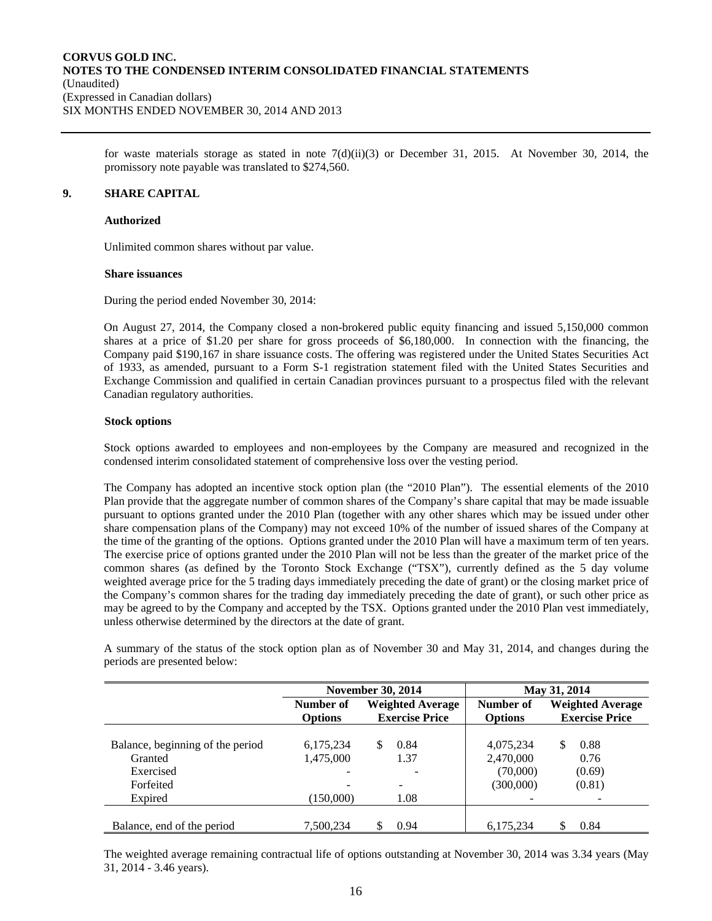for waste materials storage as stated in note 7(d)(ii)(3) or December 31, 2015. At November 30, 2014, the promissory note payable was translated to $274,560.

## 9. SHARE CAPITAL

### Authorized

Unlimited common shares without par value.

### Share issuances

During the period ended November 30, 2014:

On August 27, 2014, the Company closed a non-brokered public equity financing and issued 5,150,000 common shares at a price of $1.20 per share for gross proceeds of $6,180,000. In connection with the financing, the Company paid $190,167 in share issuance costs. The offering was registered under the United States Securities Act of 1933, as amended, pursuant to a Form S-1 registration statement filed with the United States Securities and Exchange Commission and qualified in certain Canadian provinces pursuant to a prospectus filed with the relevant Canadian regulatory authorities.

### Stock options

Stock options awarded to employees and non-employees by the Company are measured and recognized in the condensed interim consolidated statement of comprehensive loss over the vesting period.

The Company has adopted an incentive stock option plan (the "2010 Plan"). The essential elements of the 2010 Plan provide that the aggregate number of common shares of the Company's share capital that may be made issuable pursuant to options granted under the 2010 Plan (together with any other shares which may be issued under other share compensation plans of the Company) may not exceed 10% of the number of issued shares of the Company at the time of the granting of the options. Options granted under the 2010 Plan will have a maximum term of ten years. The exercise price of options granted under the 2010 Plan will not be less than the greater of the market price of the common shares (as defined by the Toronto Stock Exchange ("TSX"), currently defined as the 5 day volume weighted average price for the 5 trading days immediately preceding the date of grant) or the closing market price of the Company's common shares for the trading day immediately preceding the date of grant), or such other price as may be agreed to by the Company and accepted by the TSX. Options granted under the 2010 Plan vest immediately, unless otherwise determined by the directors at the date of grant.

A summary of the status of the stock option plan as of November 30 and May 31, 2014, and changes during the periods are presented below:

| | November 30, 2014 | | May 31, 2014 | |
|---|---|---|---|---|
| | Number of Options | Weighted Average Exercise Price | Number of Options | Weighted Average Exercise Price |
| Balance, beginning of the period | 6,175,234 | $ 0.84 | 4,075,234 | $ 0.88 |
| Granted | 1,475,000 | 1.37 | 2,470,000 | 0.76 |
| Exercised | - | - | (70,000) | (0.69) |
| Forfeited | - | - | (300,000) | (0.81) |
| Expired | (150,000) | 1.08 | - | - |
| Balance, end of the period | 7,500,234 | $ 0.94 | 6,175,234 | $ 0.84 |

The weighted average remaining contractual life of options outstanding at November 30, 2014 was 3.34 years (May 31, 2014 - 3.46 years).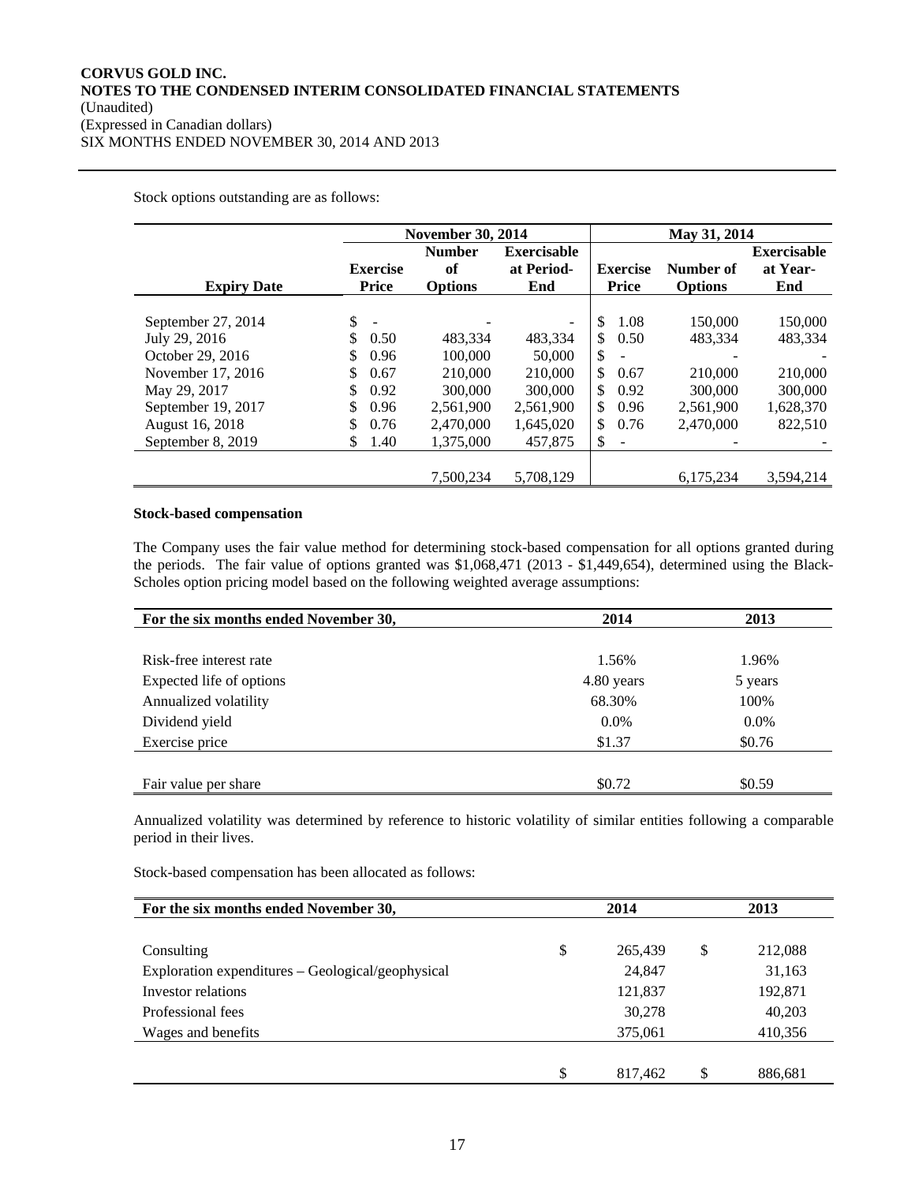Stock options outstanding are as follows:

| | November 30, 2014 | | | May 31, 2014 | | |
|---|---|---|---|---|---|---|
| Expiry Date | Exercise Price | Number of Options | Exercisable at Period-End | Exercise Price | Number of Options | Exercisable at Year-End |
| September 27, 2014 | $ - | - | - | $ 1.08 | 150,000 | 150,000 |
| July 29, 2016 | $ 0.50 | 483,334 | 483,334 | $ 0.50 | 483,334 | 483,334 |
| October 29, 2016 | $ 0.96 | 100,000 | 50,000 | $ - | - | - |
| November 17, 2016 | $ 0.67 | 210,000 | 210,000 | $ 0.67 | 210,000 | 210,000 |
| May 29, 2017 | $ 0.92 | 300,000 | 300,000 | $ 0.92 | 300,000 | 300,000 |
| September 19, 2017 | $ 0.96 | 2,561,900 | 2,561,900 | $ 0.96 | 2,561,900 | 1,628,370 |
| August 16, 2018 | $ 0.76 | 2,470,000 | 1,645,020 | $ 0.76 | 2,470,000 | 822,510 |
| September 8, 2019 | $ 1.40 | 1,375,000 | 457,875 | $ - | - | - |
| | | 7,500,234 | 5,708,129 | | 6,175,234 | 3,594,214 |

**Stock-based compensation**

The Company uses the fair value method for determining stock-based compensation for all options granted during the periods. The fair value of options granted was $1,068,471 (2013 - $1,449,654), determined using the Black-Scholes option pricing model based on the following weighted average assumptions:

| For the six months ended November 30, | 2014 | 2013 |
|---|---|---|
| Risk-free interest rate | 1.56% | 1.96% |
| Expected life of options | 4.80 years | 5 years |
| Annualized volatility | 68.30% | 100% |
| Dividend yield | 0.0% | 0.0% |
| Exercise price | $1.37 | $0.76 |
| Fair value per share | $0.72 | $0.59 |

Annualized volatility was determined by reference to historic volatility of similar entities following a comparable period in their lives.

Stock-based compensation has been allocated as follows:

| For the six months ended November 30, | 2014 | 2013 |
|---|---|---|
| Consulting | $ 265,439 | $ 212,088 |
| Exploration expenditures – Geological/geophysical | 24,847 | 31,163 |
| Investor relations | 121,837 | 192,871 |
| Professional fees | 30,278 | 40,203 |
| Wages and benefits | 375,061 | 410,356 |
| | $ 817,462 | $ 886,681 |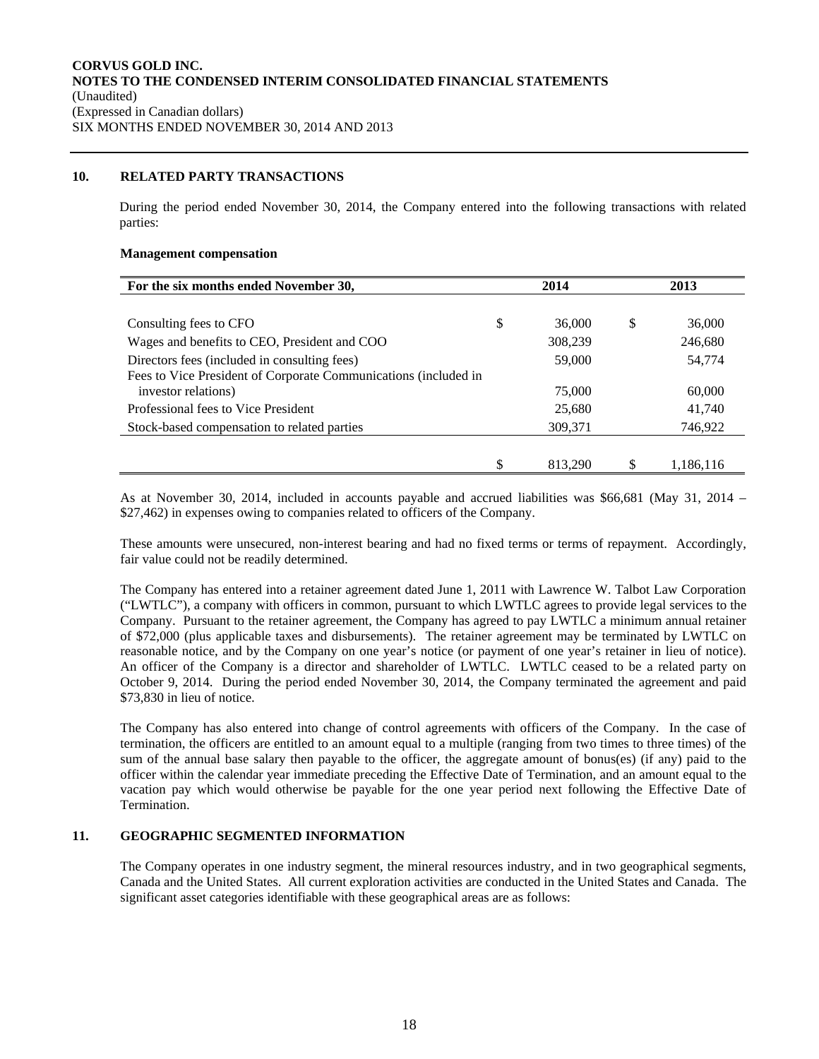## 10. RELATED PARTY TRANSACTIONS

During the period ended November 30, 2014, the Company entered into the following transactions with related parties:

**Management compensation**

| For the six months ended November 30, | 2014 | 2013 |
|---|---|---|
| Consulting fees to CFO | $ 36,000 | $ 36,000 |
| Wages and benefits to CEO, President and COO | 308,239 | 246,680 |
| Directors fees (included in consulting fees) | 59,000 | 54,774 |
| Fees to Vice President of Corporate Communications (included in investor relations) | 75,000 | 60,000 |
| Professional fees to Vice President | 25,680 | 41,740 |
| Stock-based compensation to related parties | 309,371 | 746,922 |
| | $ 813,290 | $ 1,186,116 |

As at November 30, 2014, included in accounts payable and accrued liabilities was $66,681 (May 31, 2014 – $27,462) in expenses owing to companies related to officers of the Company.

These amounts were unsecured, non-interest bearing and had no fixed terms or terms of repayment. Accordingly, fair value could not be readily determined.

The Company has entered into a retainer agreement dated June 1, 2011 with Lawrence W. Talbot Law Corporation ("LWTLC"), a company with officers in common, pursuant to which LWTLC agrees to provide legal services to the Company. Pursuant to the retainer agreement, the Company has agreed to pay LWTLC a minimum annual retainer of $72,000 (plus applicable taxes and disbursements). The retainer agreement may be terminated by LWTLC on reasonable notice, and by the Company on one year's notice (or payment of one year's retainer in lieu of notice). An officer of the Company is a director and shareholder of LWTLC. LWTLC ceased to be a related party on October 9, 2014. During the period ended November 30, 2014, the Company terminated the agreement and paid $73,830 in lieu of notice.

The Company has also entered into change of control agreements with officers of the Company. In the case of termination, the officers are entitled to an amount equal to a multiple (ranging from two times to three times) of the sum of the annual base salary then payable to the officer, the aggregate amount of bonus(es) (if any) paid to the officer within the calendar year immediate preceding the Effective Date of Termination, and an amount equal to the vacation pay which would otherwise be payable for the one year period next following the Effective Date of Termination.

## 11. GEOGRAPHIC SEGMENTED INFORMATION

The Company operates in one industry segment, the mineral resources industry, and in two geographical segments, Canada and the United States. All current exploration activities are conducted in the United States and Canada. The significant asset categories identifiable with these geographical areas are as follows: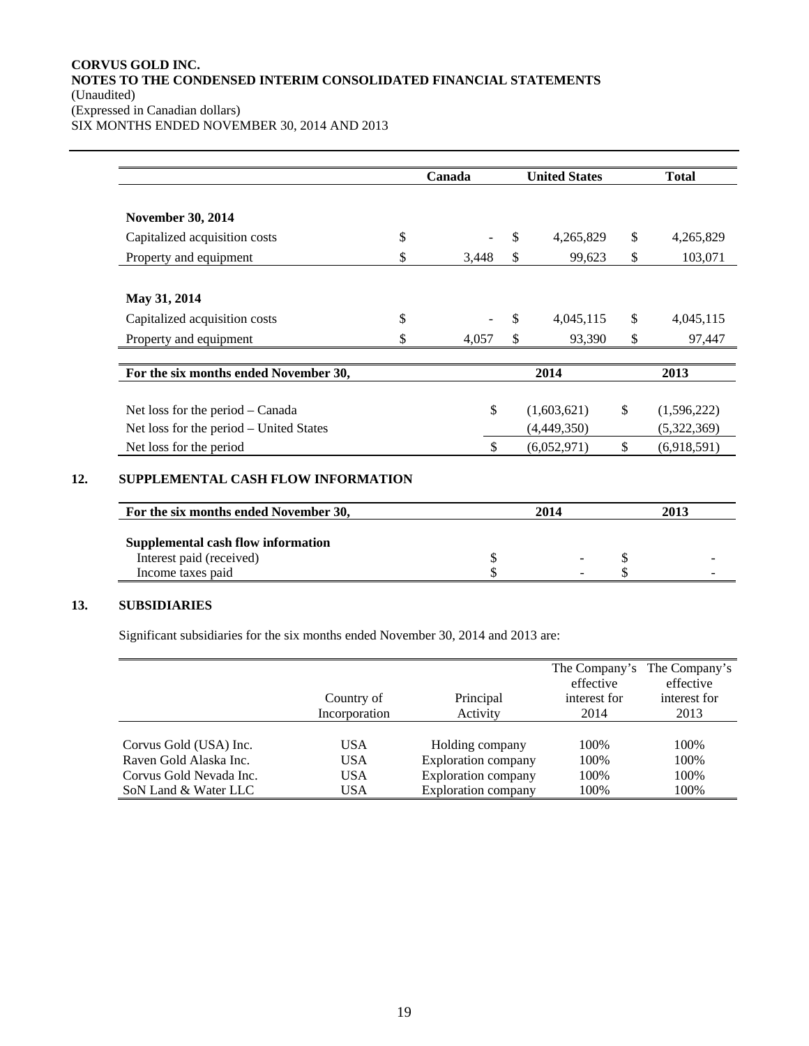**CORVUS GOLD INC.**
**NOTES TO THE CONDENSED INTERIM CONSOLIDATED FINANCIAL STATEMENTS**
(Unaudited)
(Expressed in Canadian dollars)
SIX MONTHS ENDED NOVEMBER 30, 2014 AND 2013

| | Canada | United States | Total |
|---|---|---|---|
| **November 30, 2014** | | | |
| Capitalized acquisition costs | $ - | $ 4,265,829 | $ 4,265,829 |
| Property and equipment | $ 3,448 | $ 99,623 | $ 103,071 |
| **May 31, 2014** | | | |
| Capitalized acquisition costs | $ - | $ 4,045,115 | $ 4,045,115 |
| Property and equipment | $ 4,057 | $ 93,390 | $ 97,447 |

| For the six months ended November 30, | 2014 | 2013 |
|---|---|---|
| Net loss for the period – Canada | $ (1,603,621) | $ (1,596,222) |
| Net loss for the period – United States | (4,449,350) | (5,322,369) |
| Net loss for the period | $ (6,052,971) | $ (6,918,591) |

## 12. SUPPLEMENTAL CASH FLOW INFORMATION

| For the six months ended November 30, | 2014 | 2013 |
|---|---|---|
| **Supplemental cash flow information** | | |
| Interest paid (received) | $ - | $ - |
| Income taxes paid | $ - | $ - |

## 13. SUBSIDIARIES

Significant subsidiaries for the six months ended November 30, 2014 and 2013 are:

| | Country of Incorporation | Principal Activity | The Company's effective interest for 2014 | The Company's effective interest for 2013 |
|---|---|---|---|---|
| Corvus Gold (USA) Inc. | USA | Holding company | 100% | 100% |
| Raven Gold Alaska Inc. | USA | Exploration company | 100% | 100% |
| Corvus Gold Nevada Inc. | USA | Exploration company | 100% | 100% |
| SoN Land & Water LLC | USA | Exploration company | 100% | 100% |